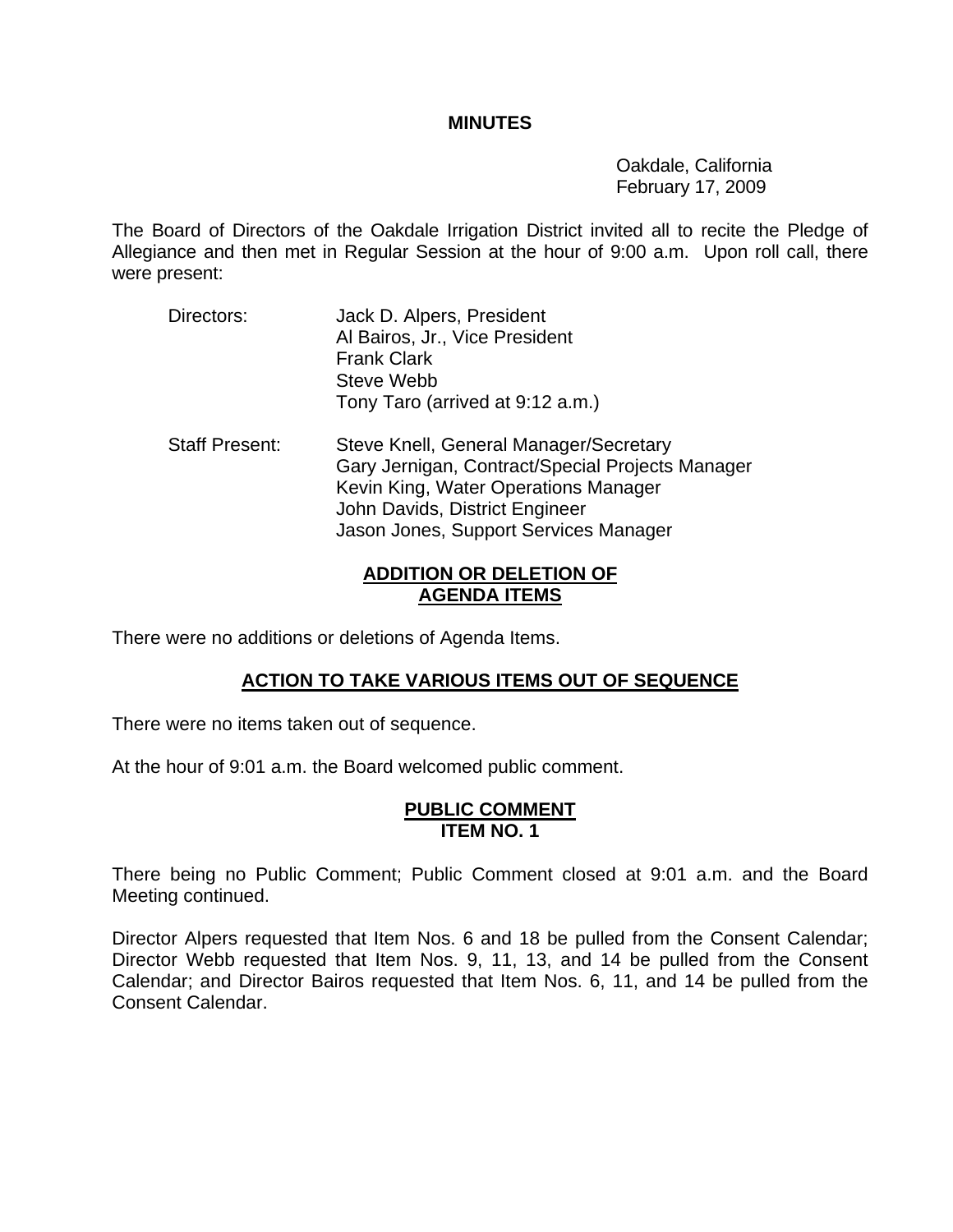# MINUTES

Oakdale, California
February 17, 2009

The Board of Directors of the Oakdale Irrigation District invited all to recite the Pledge of Allegiance and then met in Regular Session at the hour of 9:00 a.m. Upon roll call, there were present:

Directors:
- Jack D. Alpers, President
- Al Bairos, Jr., Vice President
- Frank Clark
- Steve Webb
- Tony Taro (arrived at 9:12 a.m.)

Staff Present:
- Steve Knell, General Manager/Secretary
- Gary Jernigan, Contract/Special Projects Manager
- Kevin King, Water Operations Manager
- John Davids, District Engineer
- Jason Jones, Support Services Manager

## ADDITION OR DELETION OF AGENDA ITEMS

There were no additions or deletions of Agenda Items.

## ACTION TO TAKE VARIOUS ITEMS OUT OF SEQUENCE

There were no items taken out of sequence.

At the hour of 9:01 a.m. the Board welcomed public comment.

## PUBLIC COMMENT ITEM NO. 1

There being no Public Comment; Public Comment closed at 9:01 a.m. and the Board Meeting continued.

Director Alpers requested that Item Nos. 6 and 18 be pulled from the Consent Calendar; Director Webb requested that Item Nos. 9, 11, 13, and 14 be pulled from the Consent Calendar; and Director Bairos requested that Item Nos. 6, 11, and 14 be pulled from the Consent Calendar.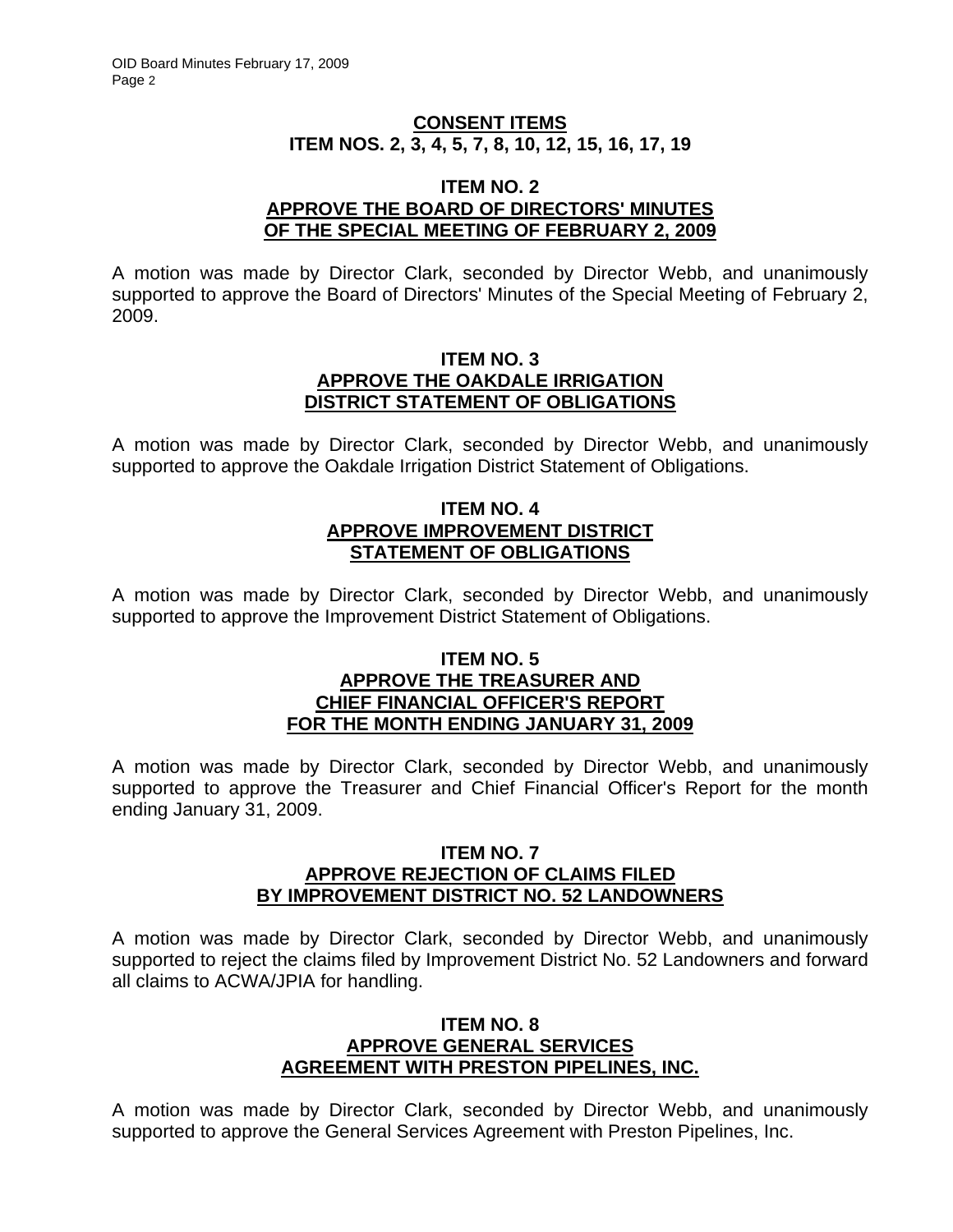## CONSENT ITEMS
## ITEM NOS. 2, 3, 4, 5, 7, 8, 10, 12, 15, 16, 17, 19

### ITEM NO. 2
### APPROVE THE BOARD OF DIRECTORS' MINUTES OF THE SPECIAL MEETING OF FEBRUARY 2, 2009

A motion was made by Director Clark, seconded by Director Webb, and unanimously supported to approve the Board of Directors' Minutes of the Special Meeting of February 2, 2009.

### ITEM NO. 3
### APPROVE THE OAKDALE IRRIGATION DISTRICT STATEMENT OF OBLIGATIONS

A motion was made by Director Clark, seconded by Director Webb, and unanimously supported to approve the Oakdale Irrigation District Statement of Obligations.

### ITEM NO. 4
### APPROVE IMPROVEMENT DISTRICT STATEMENT OF OBLIGATIONS

A motion was made by Director Clark, seconded by Director Webb, and unanimously supported to approve the Improvement District Statement of Obligations.

### ITEM NO. 5
### APPROVE THE TREASURER AND CHIEF FINANCIAL OFFICER'S REPORT FOR THE MONTH ENDING JANUARY 31, 2009

A motion was made by Director Clark, seconded by Director Webb, and unanimously supported to approve the Treasurer and Chief Financial Officer's Report for the month ending January 31, 2009.

### ITEM NO. 7
### APPROVE REJECTION OF CLAIMS FILED BY IMPROVEMENT DISTRICT NO. 52 LANDOWNERS

A motion was made by Director Clark, seconded by Director Webb, and unanimously supported to reject the claims filed by Improvement District No. 52 Landowners and forward all claims to ACWA/JPIA for handling.

### ITEM NO. 8
### APPROVE GENERAL SERVICES AGREEMENT WITH PRESTON PIPELINES, INC.

A motion was made by Director Clark, seconded by Director Webb, and unanimously supported to approve the General Services Agreement with Preston Pipelines, Inc.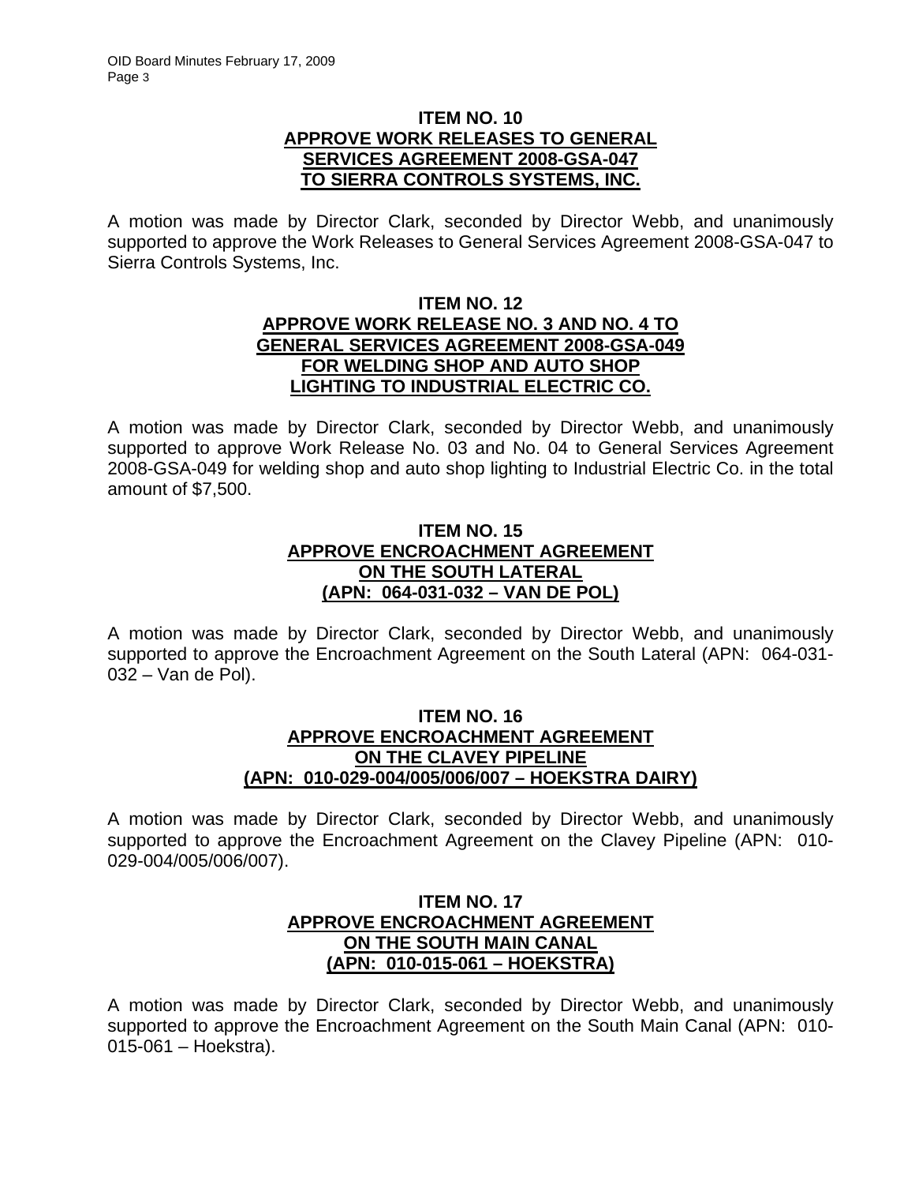### ITEM NO. 10
### APPROVE WORK RELEASES TO GENERAL SERVICES AGREEMENT 2008-GSA-047 TO SIERRA CONTROLS SYSTEMS, INC.

A motion was made by Director Clark, seconded by Director Webb, and unanimously supported to approve the Work Releases to General Services Agreement 2008-GSA-047 to Sierra Controls Systems, Inc.

### ITEM NO. 12
### APPROVE WORK RELEASE NO. 3 AND NO. 4 TO GENERAL SERVICES AGREEMENT 2008-GSA-049 FOR WELDING SHOP AND AUTO SHOP LIGHTING TO INDUSTRIAL ELECTRIC CO.

A motion was made by Director Clark, seconded by Director Webb, and unanimously supported to approve Work Release No. 03 and No. 04 to General Services Agreement 2008-GSA-049 for welding shop and auto shop lighting to Industrial Electric Co. in the total amount of $7,500.

### ITEM NO. 15
### APPROVE ENCROACHMENT AGREEMENT ON THE SOUTH LATERAL (APN: 064-031-032 – VAN DE POL)

A motion was made by Director Clark, seconded by Director Webb, and unanimously supported to approve the Encroachment Agreement on the South Lateral (APN: 064-031-032 – Van de Pol).

### ITEM NO. 16
### APPROVE ENCROACHMENT AGREEMENT ON THE CLAVEY PIPELINE (APN: 010-029-004/005/006/007 – HOEKSTRA DAIRY)

A motion was made by Director Clark, seconded by Director Webb, and unanimously supported to approve the Encroachment Agreement on the Clavey Pipeline (APN: 010-029-004/005/006/007).

### ITEM NO. 17
### APPROVE ENCROACHMENT AGREEMENT ON THE SOUTH MAIN CANAL (APN: 010-015-061 – HOEKSTRA)

A motion was made by Director Clark, seconded by Director Webb, and unanimously supported to approve the Encroachment Agreement on the South Main Canal (APN: 010-015-061 – Hoekstra).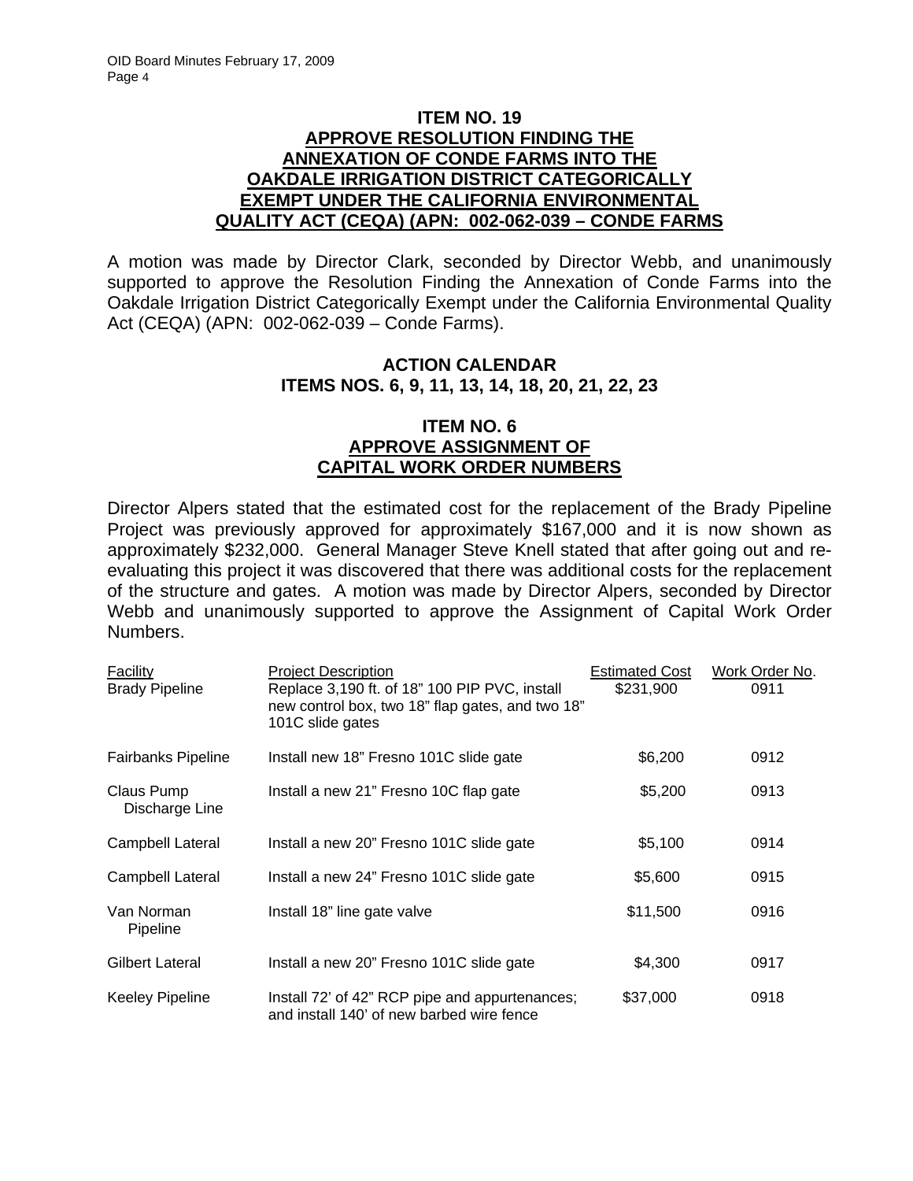## ITEM NO. 19
## APPROVE RESOLUTION FINDING THE ANNEXATION OF CONDE FARMS INTO THE OAKDALE IRRIGATION DISTRICT CATEGORICALLY EXEMPT UNDER THE CALIFORNIA ENVIRONMENTAL QUALITY ACT (CEQA) (APN: 002-062-039 – CONDE FARMS

A motion was made by Director Clark, seconded by Director Webb, and unanimously supported to approve the Resolution Finding the Annexation of Conde Farms into the Oakdale Irrigation District Categorically Exempt under the California Environmental Quality Act (CEQA) (APN: 002-062-039 – Conde Farms).

## ACTION CALENDAR
## ITEMS NOS. 6, 9, 11, 13, 14, 18, 20, 21, 22, 23

## ITEM NO. 6
## APPROVE ASSIGNMENT OF CAPITAL WORK ORDER NUMBERS

Director Alpers stated that the estimated cost for the replacement of the Brady Pipeline Project was previously approved for approximately $167,000 and it is now shown as approximately $232,000. General Manager Steve Knell stated that after going out and re-evaluating this project it was discovered that there was additional costs for the replacement of the structure and gates. A motion was made by Director Alpers, seconded by Director Webb and unanimously supported to approve the Assignment of Capital Work Order Numbers.

| Facility | Project Description | Estimated Cost | Work Order No. |
|---|---|---|---|
| Brady Pipeline | Replace 3,190 ft. of 18" 100 PIP PVC, install new control box, two 18" flap gates, and two 18" 101C slide gates | $231,900 | 0911 |
| Fairbanks Pipeline | Install new 18" Fresno 101C slide gate | $6,200 | 0912 |
| Claus Pump Discharge Line | Install a new 21" Fresno 10C flap gate | $5,200 | 0913 |
| Campbell Lateral | Install a new 20" Fresno 101C slide gate | $5,100 | 0914 |
| Campbell Lateral | Install a new 24" Fresno 101C slide gate | $5,600 | 0915 |
| Van Norman Pipeline | Install 18" line gate valve | $11,500 | 0916 |
| Gilbert Lateral | Install a new 20" Fresno 101C slide gate | $4,300 | 0917 |
| Keeley Pipeline | Install 72' of 42" RCP pipe and appurtenances; and install 140' of new barbed wire fence | $37,000 | 0918 |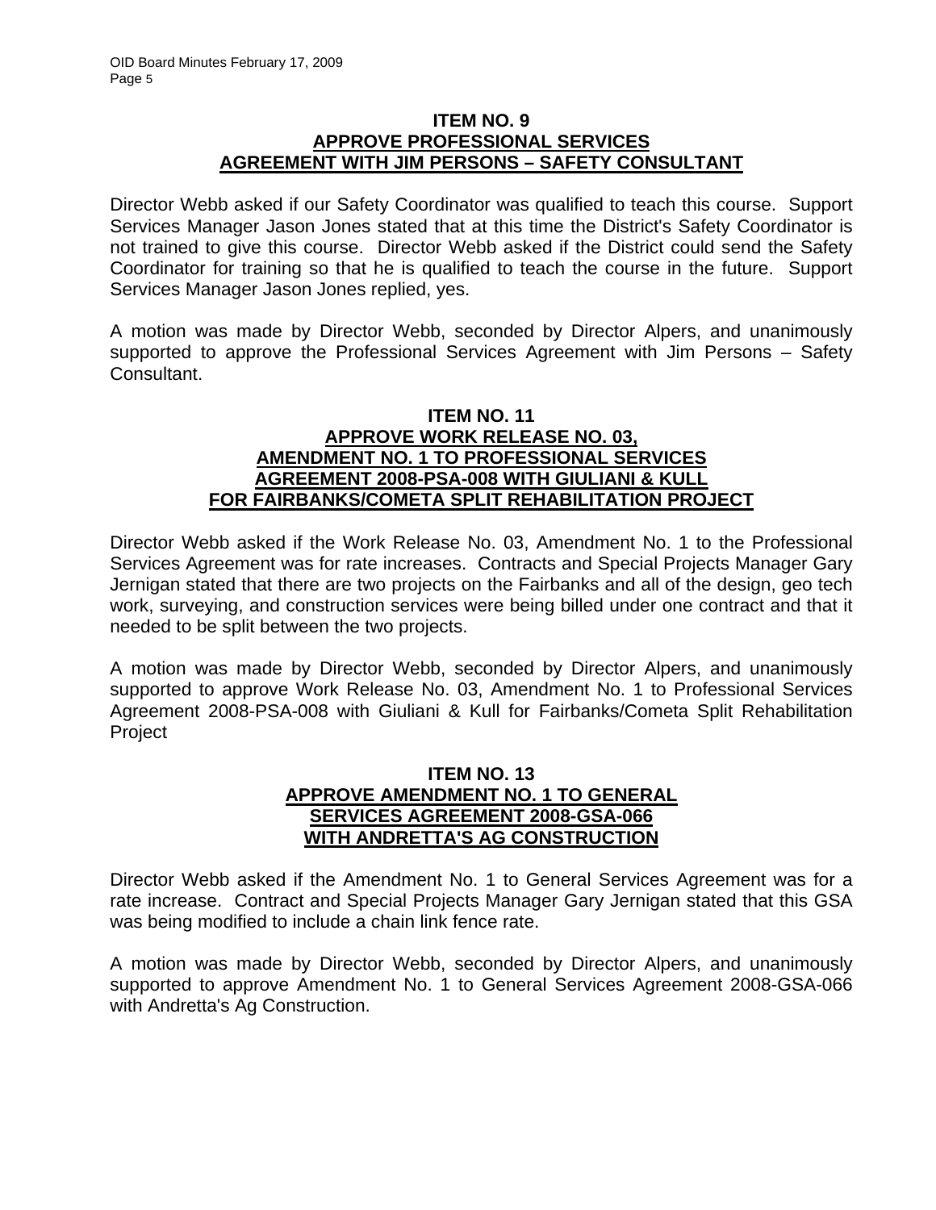## ITEM NO. 9
## APPROVE PROFESSIONAL SERVICES AGREEMENT WITH JIM PERSONS – SAFETY CONSULTANT

Director Webb asked if our Safety Coordinator was qualified to teach this course. Support Services Manager Jason Jones stated that at this time the District's Safety Coordinator is not trained to give this course. Director Webb asked if the District could send the Safety Coordinator for training so that he is qualified to teach the course in the future. Support Services Manager Jason Jones replied, yes.

A motion was made by Director Webb, seconded by Director Alpers, and unanimously supported to approve the Professional Services Agreement with Jim Persons – Safety Consultant.

## ITEM NO. 11
## APPROVE WORK RELEASE NO. 03, AMENDMENT NO. 1 TO PROFESSIONAL SERVICES AGREEMENT 2008-PSA-008 WITH GIULIANI & KULL FOR FAIRBANKS/COMETA SPLIT REHABILITATION PROJECT

Director Webb asked if the Work Release No. 03, Amendment No. 1 to the Professional Services Agreement was for rate increases. Contracts and Special Projects Manager Gary Jernigan stated that there are two projects on the Fairbanks and all of the design, geo tech work, surveying, and construction services were being billed under one contract and that it needed to be split between the two projects.

A motion was made by Director Webb, seconded by Director Alpers, and unanimously supported to approve Work Release No. 03, Amendment No. 1 to Professional Services Agreement 2008-PSA-008 with Giuliani & Kull for Fairbanks/Cometa Split Rehabilitation Project

## ITEM NO. 13
## APPROVE AMENDMENT NO. 1 TO GENERAL SERVICES AGREEMENT 2008-GSA-066 WITH ANDRETTA'S AG CONSTRUCTION

Director Webb asked if the Amendment No. 1 to General Services Agreement was for a rate increase. Contract and Special Projects Manager Gary Jernigan stated that this GSA was being modified to include a chain link fence rate.

A motion was made by Director Webb, seconded by Director Alpers, and unanimously supported to approve Amendment No. 1 to General Services Agreement 2008-GSA-066 with Andretta's Ag Construction.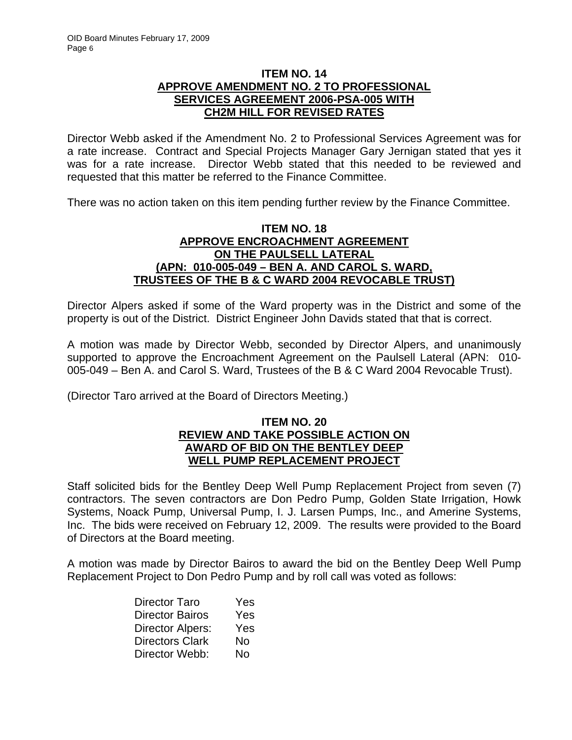### ITEM NO. 14
### APPROVE AMENDMENT NO. 2 TO PROFESSIONAL SERVICES AGREEMENT 2006-PSA-005 WITH CH2M HILL FOR REVISED RATES

Director Webb asked if the Amendment No. 2 to Professional Services Agreement was for a rate increase. Contract and Special Projects Manager Gary Jernigan stated that yes it was for a rate increase. Director Webb stated that this needed to be reviewed and requested that this matter be referred to the Finance Committee.

There was no action taken on this item pending further review by the Finance Committee.

### ITEM NO. 18
### APPROVE ENCROACHMENT AGREEMENT ON THE PAULSELL LATERAL (APN: 010-005-049 – BEN A. AND CAROL S. WARD, TRUSTEES OF THE B & C WARD 2004 REVOCABLE TRUST)

Director Alpers asked if some of the Ward property was in the District and some of the property is out of the District. District Engineer John Davids stated that that is correct.

A motion was made by Director Webb, seconded by Director Alpers, and unanimously supported to approve the Encroachment Agreement on the Paulsell Lateral (APN: 010-005-049 – Ben A. and Carol S. Ward, Trustees of the B & C Ward 2004 Revocable Trust).

(Director Taro arrived at the Board of Directors Meeting.)

### ITEM NO. 20
### REVIEW AND TAKE POSSIBLE ACTION ON AWARD OF BID ON THE BENTLEY DEEP WELL PUMP REPLACEMENT PROJECT

Staff solicited bids for the Bentley Deep Well Pump Replacement Project from seven (7) contractors. The seven contractors are Don Pedro Pump, Golden State Irrigation, Howk Systems, Noack Pump, Universal Pump, I. J. Larsen Pumps, Inc., and Amerine Systems, Inc. The bids were received on February 12, 2009. The results were provided to the Board of Directors at the Board meeting.

A motion was made by Director Bairos to award the bid on the Bentley Deep Well Pump Replacement Project to Don Pedro Pump and by roll call was voted as follows:

| | |
|---|---|
| Director Taro | Yes |
| Director Bairos | Yes |
| Director Alpers: | Yes |
| Directors Clark | No |
| Director Webb: | No |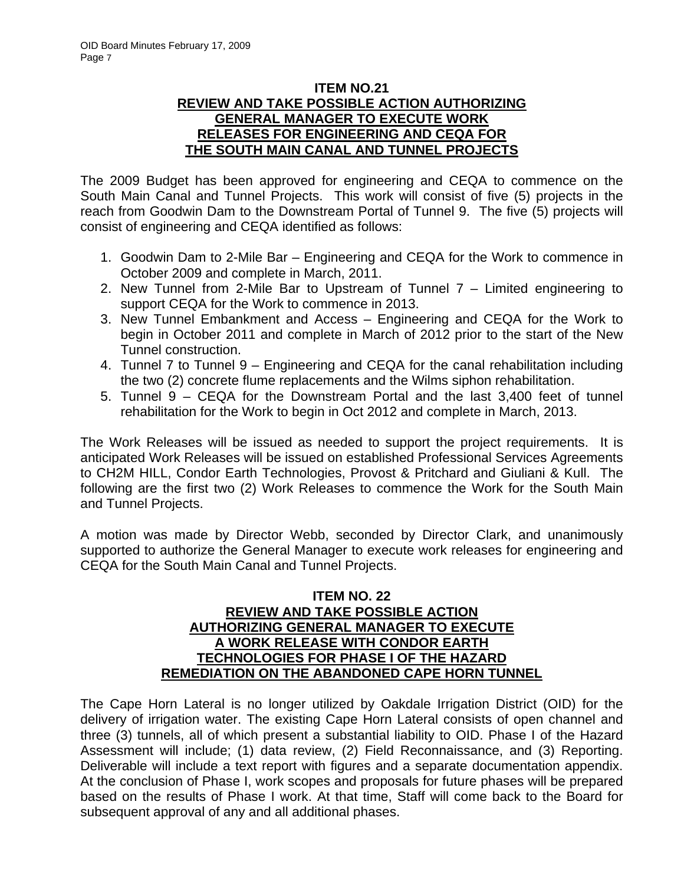### ITEM NO.21
### REVIEW AND TAKE POSSIBLE ACTION AUTHORIZING GENERAL MANAGER TO EXECUTE WORK RELEASES FOR ENGINEERING AND CEQA FOR THE SOUTH MAIN CANAL AND TUNNEL PROJECTS

The 2009 Budget has been approved for engineering and CEQA to commence on the South Main Canal and Tunnel Projects. This work will consist of five (5) projects in the reach from Goodwin Dam to the Downstream Portal of Tunnel 9. The five (5) projects will consist of engineering and CEQA identified as follows:

1. Goodwin Dam to 2-Mile Bar – Engineering and CEQA for the Work to commence in October 2009 and complete in March, 2011.
2. New Tunnel from 2-Mile Bar to Upstream of Tunnel 7 – Limited engineering to support CEQA for the Work to commence in 2013.
3. New Tunnel Embankment and Access – Engineering and CEQA for the Work to begin in October 2011 and complete in March of 2012 prior to the start of the New Tunnel construction.
4. Tunnel 7 to Tunnel 9 – Engineering and CEQA for the canal rehabilitation including the two (2) concrete flume replacements and the Wilms siphon rehabilitation.
5. Tunnel 9 – CEQA for the Downstream Portal and the last 3,400 feet of tunnel rehabilitation for the Work to begin in Oct 2012 and complete in March, 2013.

The Work Releases will be issued as needed to support the project requirements. It is anticipated Work Releases will be issued on established Professional Services Agreements to CH2M HILL, Condor Earth Technologies, Provost & Pritchard and Giuliani & Kull. The following are the first two (2) Work Releases to commence the Work for the South Main and Tunnel Projects.

A motion was made by Director Webb, seconded by Director Clark, and unanimously supported to authorize the General Manager to execute work releases for engineering and CEQA for the South Main Canal and Tunnel Projects.

### ITEM NO. 22
### REVIEW AND TAKE POSSIBLE ACTION AUTHORIZING GENERAL MANAGER TO EXECUTE A WORK RELEASE WITH CONDOR EARTH TECHNOLOGIES FOR PHASE I OF THE HAZARD REMEDIATION ON THE ABANDONED CAPE HORN TUNNEL

The Cape Horn Lateral is no longer utilized by Oakdale Irrigation District (OID) for the delivery of irrigation water. The existing Cape Horn Lateral consists of open channel and three (3) tunnels, all of which present a substantial liability to OID. Phase I of the Hazard Assessment will include; (1) data review, (2) Field Reconnaissance, and (3) Reporting. Deliverable will include a text report with figures and a separate documentation appendix. At the conclusion of Phase I, work scopes and proposals for future phases will be prepared based on the results of Phase I work. At that time, Staff will come back to the Board for subsequent approval of any and all additional phases.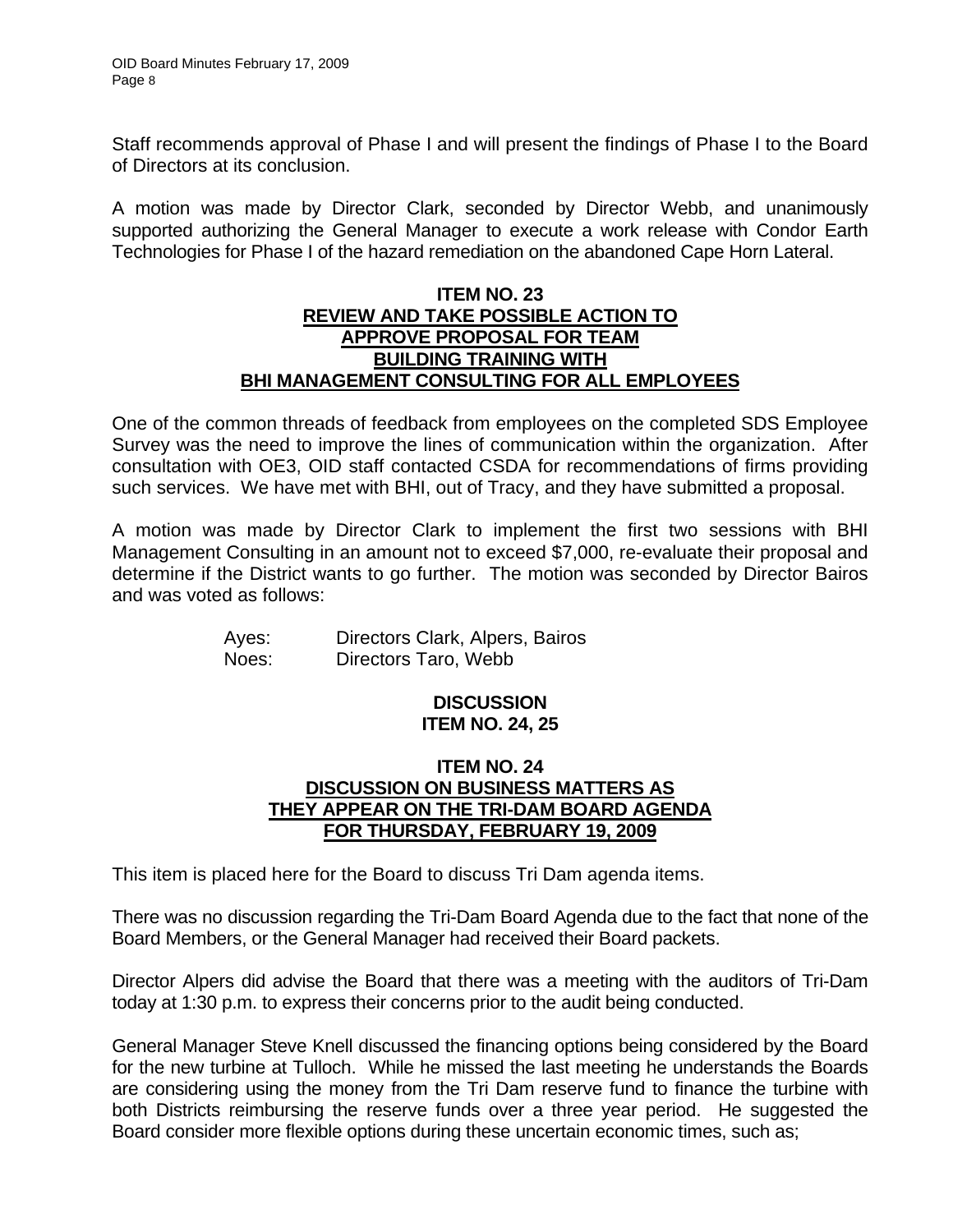Staff recommends approval of Phase I and will present the findings of Phase I to the Board of Directors at its conclusion.

A motion was made by Director Clark, seconded by Director Webb, and unanimously supported authorizing the General Manager to execute a work release with Condor Earth Technologies for Phase I of the hazard remediation on the abandoned Cape Horn Lateral.

## ITEM NO. 23
## REVIEW AND TAKE POSSIBLE ACTION TO APPROVE PROPOSAL FOR TEAM BUILDING TRAINING WITH BHI MANAGEMENT CONSULTING FOR ALL EMPLOYEES

One of the common threads of feedback from employees on the completed SDS Employee Survey was the need to improve the lines of communication within the organization. After consultation with OE3, OID staff contacted CSDA for recommendations of firms providing such services. We have met with BHI, out of Tracy, and they have submitted a proposal.

A motion was made by Director Clark to implement the first two sessions with BHI Management Consulting in an amount not to exceed $7,000, re-evaluate their proposal and determine if the District wants to go further. The motion was seconded by Director Bairos and was voted as follows:

Ayes: Directors Clark, Alpers, Bairos
Noes: Directors Taro, Webb

## DISCUSSION
## ITEM NO. 24, 25

## ITEM NO. 24
## DISCUSSION ON BUSINESS MATTERS AS THEY APPEAR ON THE TRI-DAM BOARD AGENDA FOR THURSDAY, FEBRUARY 19, 2009

This item is placed here for the Board to discuss Tri Dam agenda items.

There was no discussion regarding the Tri-Dam Board Agenda due to the fact that none of the Board Members, or the General Manager had received their Board packets.

Director Alpers did advise the Board that there was a meeting with the auditors of Tri-Dam today at 1:30 p.m. to express their concerns prior to the audit being conducted.

General Manager Steve Knell discussed the financing options being considered by the Board for the new turbine at Tulloch. While he missed the last meeting he understands the Boards are considering using the money from the Tri Dam reserve fund to finance the turbine with both Districts reimbursing the reserve funds over a three year period. He suggested the Board consider more flexible options during these uncertain economic times, such as;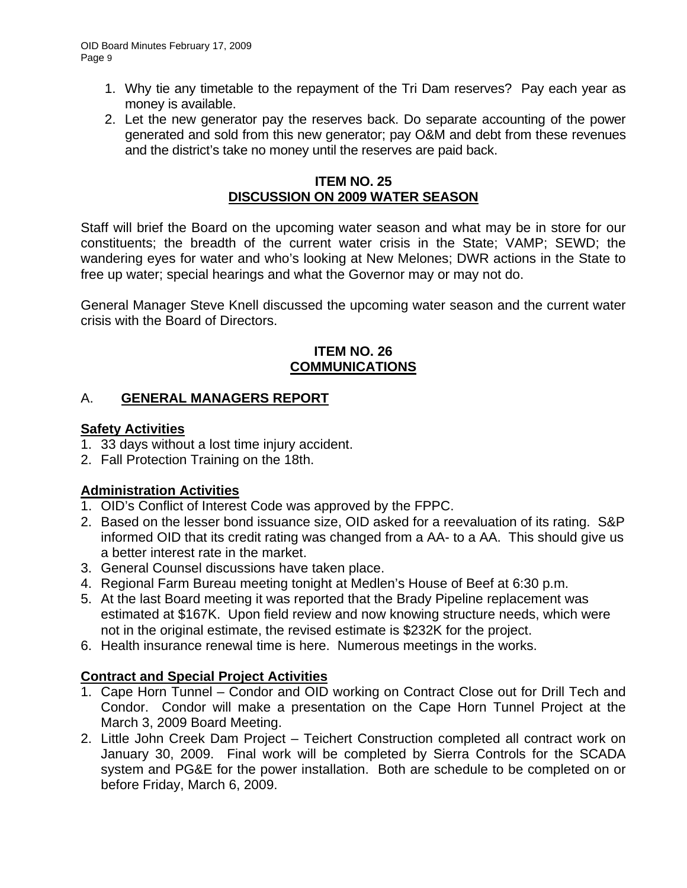1. Why tie any timetable to the repayment of the Tri Dam reserves? Pay each year as money is available.
2. Let the new generator pay the reserves back. Do separate accounting of the power generated and sold from this new generator; pay O&M and debt from these revenues and the district's take no money until the reserves are paid back.

## ITEM NO. 25
## DISCUSSION ON 2009 WATER SEASON

Staff will brief the Board on the upcoming water season and what may be in store for our constituents; the breadth of the current water crisis in the State; VAMP; SEWD; the wandering eyes for water and who's looking at New Melones; DWR actions in the State to free up water; special hearings and what the Governor may or may not do.

General Manager Steve Knell discussed the upcoming water season and the current water crisis with the Board of Directors.

## ITEM NO. 26
## COMMUNICATIONS

### A. GENERAL MANAGERS REPORT

**Safety Activities**

1. 33 days without a lost time injury accident.
2. Fall Protection Training on the 18th.

**Administration Activities**

1. OID's Conflict of Interest Code was approved by the FPPC.
2. Based on the lesser bond issuance size, OID asked for a reevaluation of its rating. S&P informed OID that its credit rating was changed from a AA- to a AA. This should give us a better interest rate in the market.
3. General Counsel discussions have taken place.
4. Regional Farm Bureau meeting tonight at Medlen's House of Beef at 6:30 p.m.
5. At the last Board meeting it was reported that the Brady Pipeline replacement was estimated at $167K. Upon field review and now knowing structure needs, which were not in the original estimate, the revised estimate is $232K for the project.
6. Health insurance renewal time is here. Numerous meetings in the works.

**Contract and Special Project Activities**

1. Cape Horn Tunnel – Condor and OID working on Contract Close out for Drill Tech and Condor. Condor will make a presentation on the Cape Horn Tunnel Project at the March 3, 2009 Board Meeting.
2. Little John Creek Dam Project – Teichert Construction completed all contract work on January 30, 2009. Final work will be completed by Sierra Controls for the SCADA system and PG&E for the power installation. Both are schedule to be completed on or before Friday, March 6, 2009.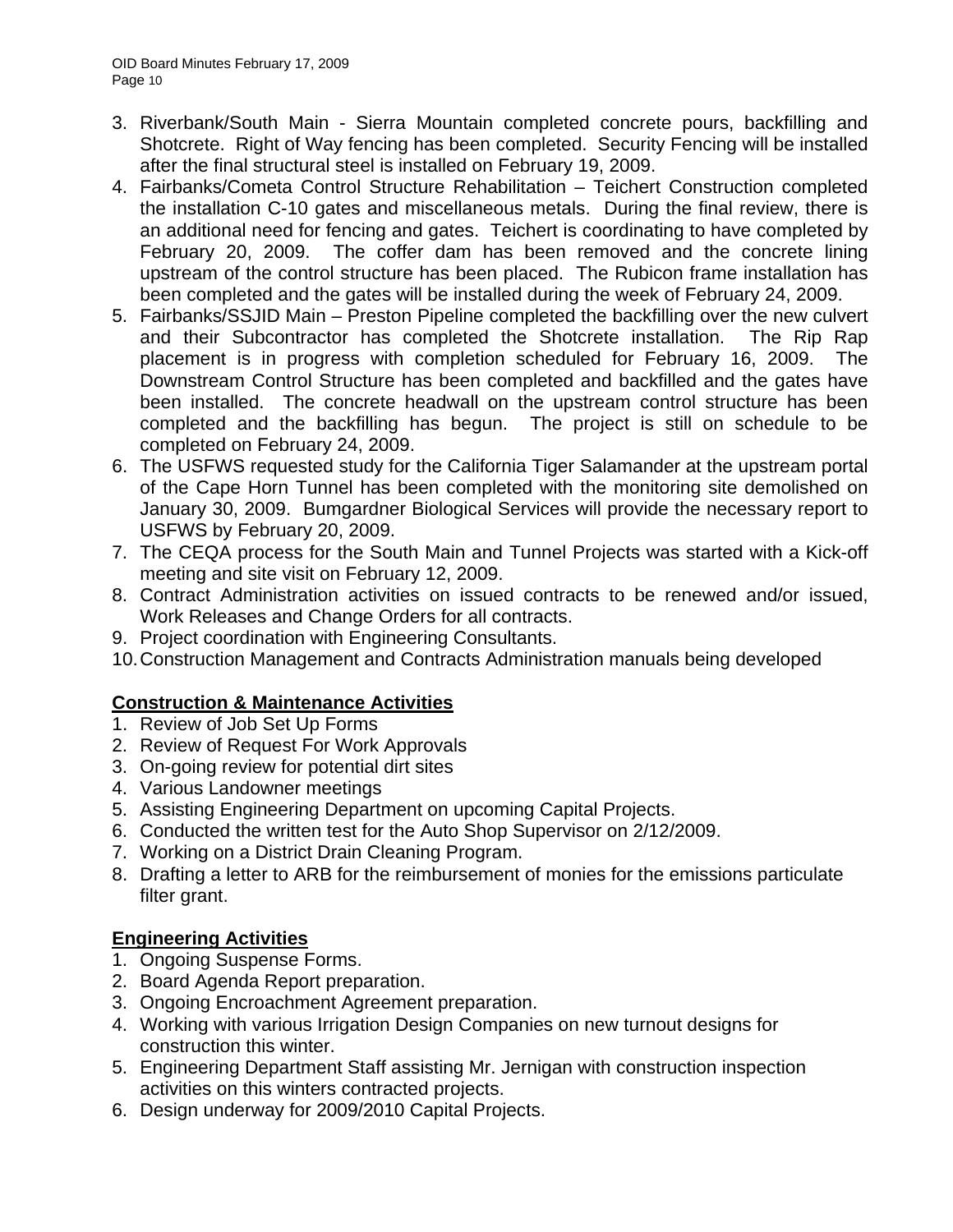3. Riverbank/South Main - Sierra Mountain completed concrete pours, backfilling and Shotcrete. Right of Way fencing has been completed. Security Fencing will be installed after the final structural steel is installed on February 19, 2009.
4. Fairbanks/Cometa Control Structure Rehabilitation – Teichert Construction completed the installation C-10 gates and miscellaneous metals. During the final review, there is an additional need for fencing and gates. Teichert is coordinating to have completed by February 20, 2009. The coffer dam has been removed and the concrete lining upstream of the control structure has been placed. The Rubicon frame installation has been completed and the gates will be installed during the week of February 24, 2009.
5. Fairbanks/SSJID Main – Preston Pipeline completed the backfilling over the new culvert and their Subcontractor has completed the Shotcrete installation. The Rip Rap placement is in progress with completion scheduled for February 16, 2009. The Downstream Control Structure has been completed and backfilled and the gates have been installed. The concrete headwall on the upstream control structure has been completed and the backfilling has begun. The project is still on schedule to be completed on February 24, 2009.
6. The USFWS requested study for the California Tiger Salamander at the upstream portal of the Cape Horn Tunnel has been completed with the monitoring site demolished on January 30, 2009. Bumgardner Biological Services will provide the necessary report to USFWS by February 20, 2009.
7. The CEQA process for the South Main and Tunnel Projects was started with a Kick-off meeting and site visit on February 12, 2009.
8. Contract Administration activities on issued contracts to be renewed and/or issued, Work Releases and Change Orders for all contracts.
9. Project coordination with Engineering Consultants.
10. Construction Management and Contracts Administration manuals being developed

## Construction & Maintenance Activities

1. Review of Job Set Up Forms
2. Review of Request For Work Approvals
3. On-going review for potential dirt sites
4. Various Landowner meetings
5. Assisting Engineering Department on upcoming Capital Projects.
6. Conducted the written test for the Auto Shop Supervisor on 2/12/2009.
7. Working on a District Drain Cleaning Program.
8. Drafting a letter to ARB for the reimbursement of monies for the emissions particulate filter grant.

## Engineering Activities

1. Ongoing Suspense Forms.
2. Board Agenda Report preparation.
3. Ongoing Encroachment Agreement preparation.
4. Working with various Irrigation Design Companies on new turnout designs for construction this winter.
5. Engineering Department Staff assisting Mr. Jernigan with construction inspection activities on this winters contracted projects.
6. Design underway for 2009/2010 Capital Projects.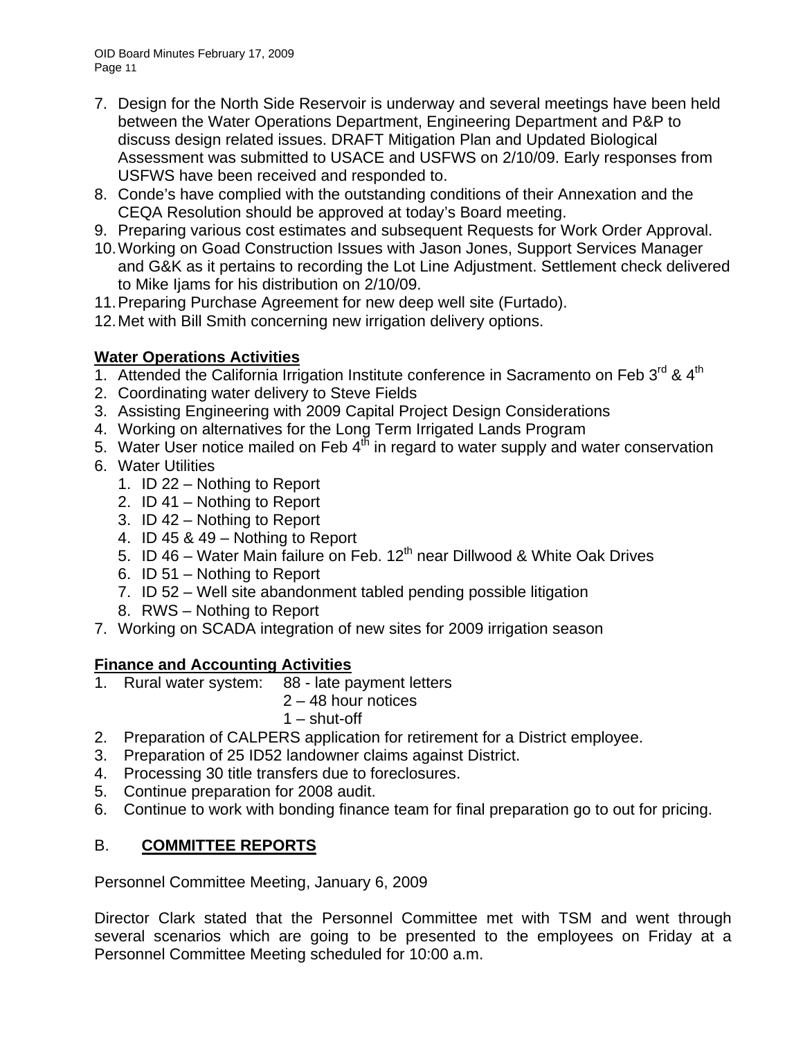7. Design for the North Side Reservoir is underway and several meetings have been held between the Water Operations Department, Engineering Department and P&P to discuss design related issues. DRAFT Mitigation Plan and Updated Biological Assessment was submitted to USACE and USFWS on 2/10/09. Early responses from USFWS have been received and responded to.
8. Conde's have complied with the outstanding conditions of their Annexation and the CEQA Resolution should be approved at today's Board meeting.
9. Preparing various cost estimates and subsequent Requests for Work Order Approval.
10. Working on Goad Construction Issues with Jason Jones, Support Services Manager and G&K as it pertains to recording the Lot Line Adjustment. Settlement check delivered to Mike Ijams for his distribution on 2/10/09.
11. Preparing Purchase Agreement for new deep well site (Furtado).
12. Met with Bill Smith concerning new irrigation delivery options.

**<u>Water Operations Activities</u>**

1. Attended the California Irrigation Institute conference in Sacramento on Feb 3rd & 4th
2. Coordinating water delivery to Steve Fields
3. Assisting Engineering with 2009 Capital Project Design Considerations
4. Working on alternatives for the Long Term Irrigated Lands Program
5. Water User notice mailed on Feb 4th in regard to water supply and water conservation
6. Water Utilities
   1. ID 22 – Nothing to Report
   2. ID 41 – Nothing to Report
   3. ID 42 – Nothing to Report
   4. ID 45 & 49 – Nothing to Report
   5. ID 46 – Water Main failure on Feb. 12th near Dillwood & White Oak Drives
   6. ID 51 – Nothing to Report
   7. ID 52 – Well site abandonment tabled pending possible litigation
   8. RWS – Nothing to Report
7. Working on SCADA integration of new sites for 2009 irrigation season

**<u>Finance and Accounting Activities</u>**

1. Rural water system: 88 - late payment letters
   2 – 48 hour notices
   1 – shut-off
2. Preparation of CALPERS application for retirement for a District employee.
3. Preparation of 25 ID52 landowner claims against District.
4. Processing 30 title transfers due to foreclosures.
5. Continue preparation for 2008 audit.
6. Continue to work with bonding finance team for final preparation go to out for pricing.

## B. **<u>COMMITTEE REPORTS</u>**

Personnel Committee Meeting, January 6, 2009

Director Clark stated that the Personnel Committee met with TSM and went through several scenarios which are going to be presented to the employees on Friday at a Personnel Committee Meeting scheduled for 10:00 a.m.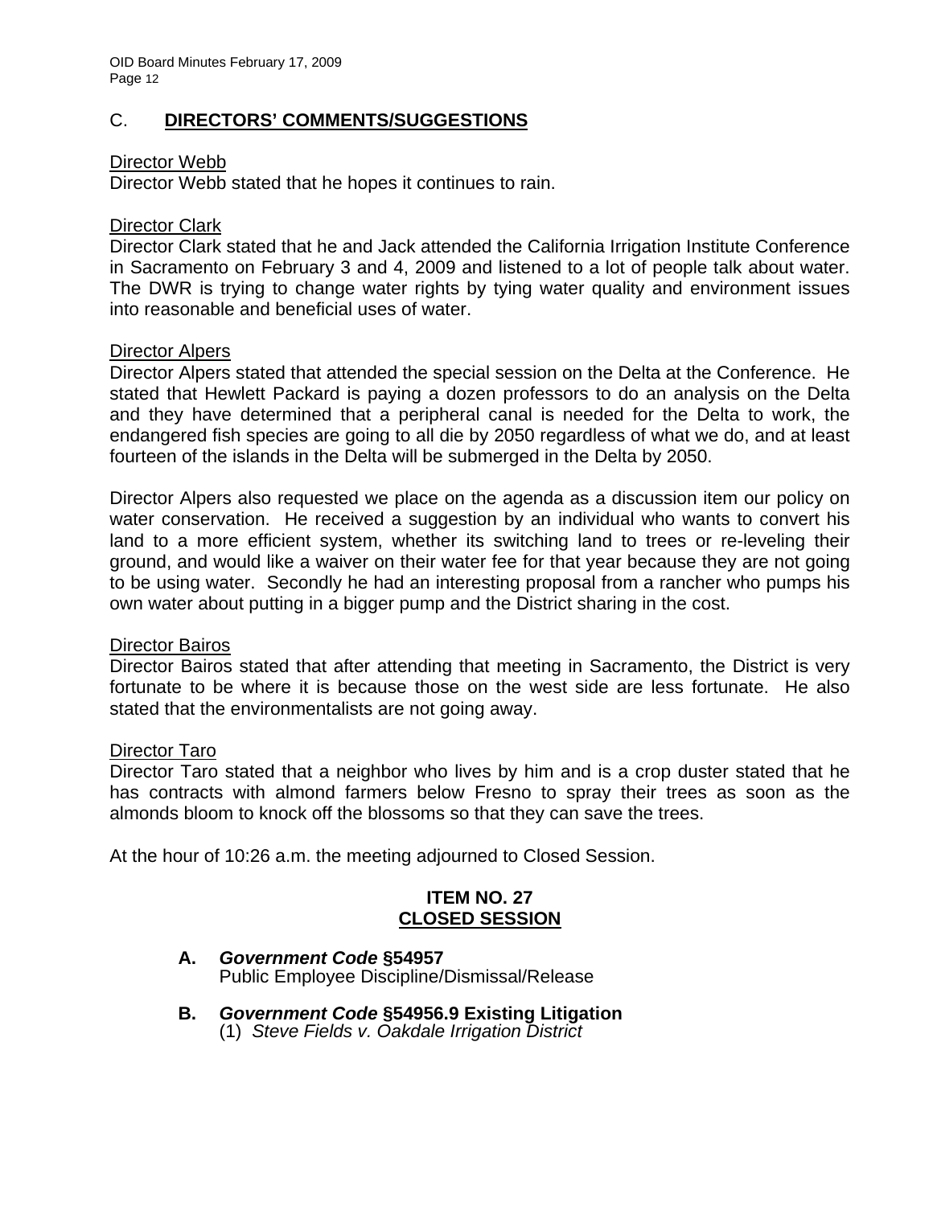## C. **DIRECTORS' COMMENTS/SUGGESTIONS**

Director Webb

Director Webb stated that he hopes it continues to rain.

Director Clark

Director Clark stated that he and Jack attended the California Irrigation Institute Conference in Sacramento on February 3 and 4, 2009 and listened to a lot of people talk about water. The DWR is trying to change water rights by tying water quality and environment issues into reasonable and beneficial uses of water.

Director Alpers

Director Alpers stated that attended the special session on the Delta at the Conference. He stated that Hewlett Packard is paying a dozen professors to do an analysis on the Delta and they have determined that a peripheral canal is needed for the Delta to work, the endangered fish species are going to all die by 2050 regardless of what we do, and at least fourteen of the islands in the Delta will be submerged in the Delta by 2050.

Director Alpers also requested we place on the agenda as a discussion item our policy on water conservation. He received a suggestion by an individual who wants to convert his land to a more efficient system, whether its switching land to trees or re-leveling their ground, and would like a waiver on their water fee for that year because they are not going to be using water. Secondly he had an interesting proposal from a rancher who pumps his own water about putting in a bigger pump and the District sharing in the cost.

Director Bairos

Director Bairos stated that after attending that meeting in Sacramento, the District is very fortunate to be where it is because those on the west side are less fortunate. He also stated that the environmentalists are not going away.

Director Taro

Director Taro stated that a neighbor who lives by him and is a crop duster stated that he has contracts with almond farmers below Fresno to spray their trees as soon as the almonds bloom to knock off the blossoms so that they can save the trees.

At the hour of 10:26 a.m. the meeting adjourned to Closed Session.

## ITEM NO. 27
## CLOSED SESSION

**A. *Government Code* §54957**
Public Employee Discipline/Dismissal/Release

**B. *Government Code* §54956.9 Existing Litigation**
(1) *Steve Fields v. Oakdale Irrigation District*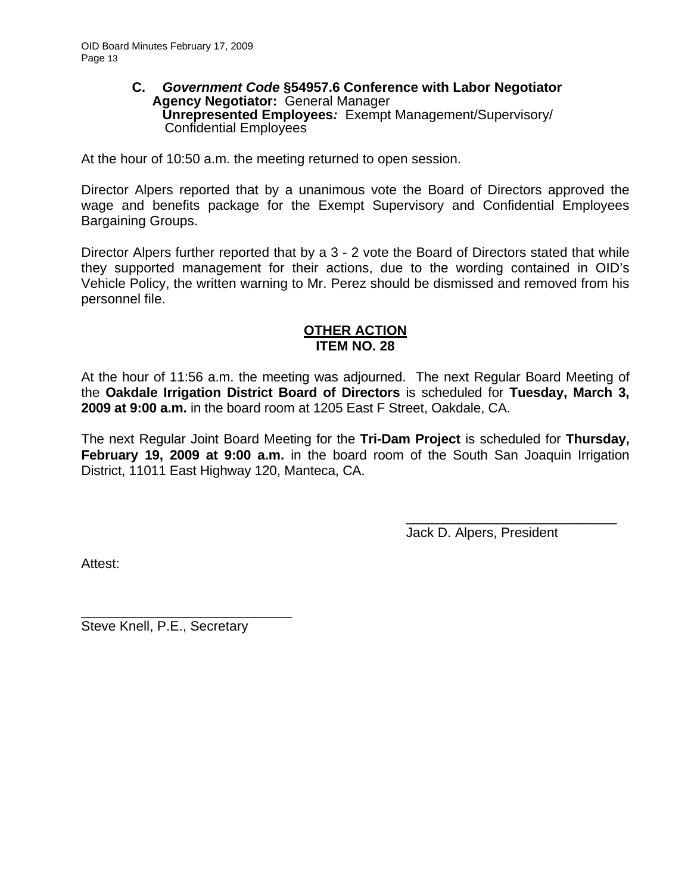**C. *Government Code* §54957.6 Conference with Labor Negotiator**
**Agency Negotiator:** General Manager
**Unrepresented Employees*:*** Exempt Management/Supervisory/ Confidential Employees

At the hour of 10:50 a.m. the meeting returned to open session.

Director Alpers reported that by a unanimous vote the Board of Directors approved the wage and benefits package for the Exempt Supervisory and Confidential Employees Bargaining Groups.

Director Alpers further reported that by a 3 - 2 vote the Board of Directors stated that while they supported management for their actions, due to the wording contained in OID's Vehicle Policy, the written warning to Mr. Perez should be dismissed and removed from his personnel file.

**OTHER ACTION**
**ITEM NO. 28**

At the hour of 11:56 a.m. the meeting was adjourned. The next Regular Board Meeting of the **Oakdale Irrigation District Board of Directors** is scheduled for **Tuesday, March 3, 2009 at 9:00 a.m.** in the board room at 1205 East F Street, Oakdale, CA.

The next Regular Joint Board Meeting for the **Tri-Dam Project** is scheduled for **Thursday, February 19, 2009 at 9:00 a.m.** in the board room of the South San Joaquin Irrigation District, 11011 East Highway 120, Manteca, CA.

____________________________
Jack D. Alpers, President

Attest:

____________________________
Steve Knell, P.E., Secretary